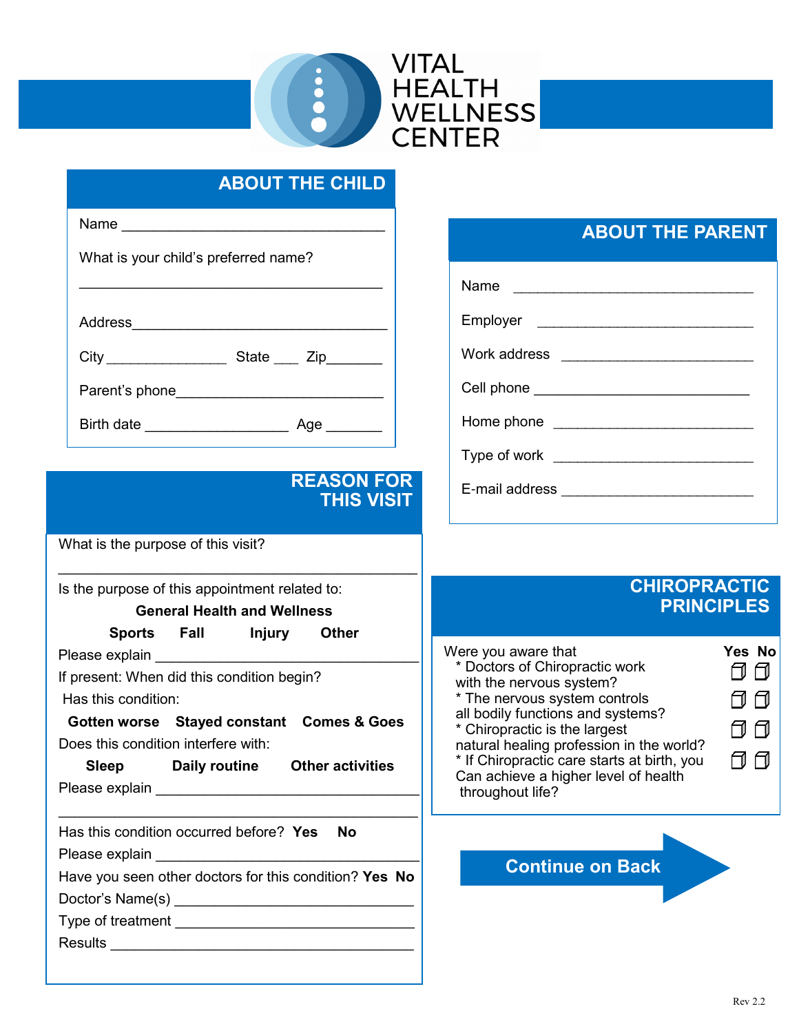# VITAL HEALTH WELLNESS CENTER

## ABOUT THE CHILD

Name ___________________________________

What is your child's preferred name?

___________________________________

Address___________________________________

City _______________ State ___ Zip_______

Parent's phone___________________________

Birth date _________________ Age _______

## REASON FOR THIS VISIT

What is the purpose of this visit?

___________________________________

Is the purpose of this appointment related to:

**General Health and Wellness**

**Sports** **Fall** **Injury** **Other**

Please explain ______________________________

If present: When did this condition begin?

Has this condition:

**Gotten worse** **Stayed constant** **Comes & Goes**

Does this condition interfere with:

**Sleep** **Daily routine** **Other activities**

Please explain ______________________________

___________________________________

Has this condition occurred before? **Yes** **No**

Please explain ______________________________

Have you seen other doctors for this condition? **Yes** **No**

Doctor's Name(s) ____________________________

Type of treatment ____________________________

Results ___________________________________

## ABOUT THE PARENT

Name ______________________________

Employer ___________________________

Work address _______________________

Cell phone __________________________

Home phone ________________________

Type of work ________________________

E-mail address ______________________

## CHIROPRACTIC PRINCIPLES

| Were you aware that | Yes | No |
|---|---|---|
| * Doctors of Chiropractic work with the nervous system? | ☐ | ☐ |
| * The nervous system controls all bodily functions and systems? | ☐ | ☐ |
| * Chiropractic is the largest natural healing profession in the world? | ☐ | ☐ |
| * If Chiropractic care starts at birth, you Can achieve a higher level of health throughout life? | ☐ | ☐ |

**Continue on Back**

Rev 2.2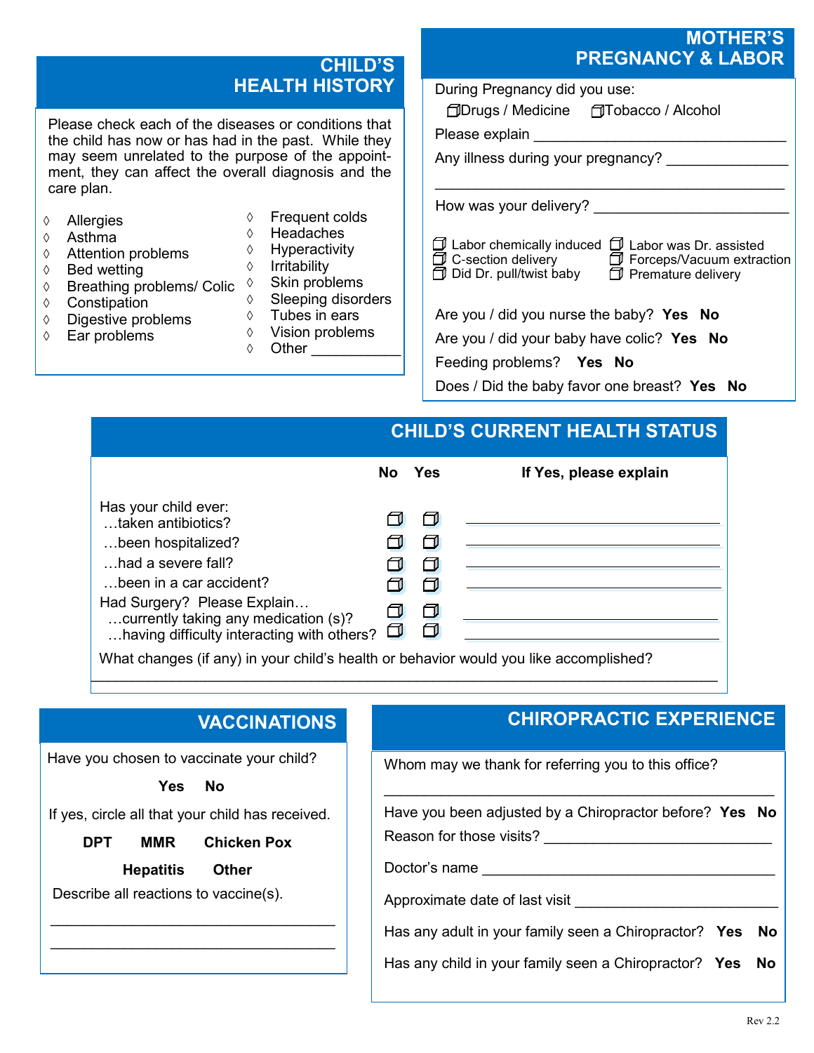## CHILD'S HEALTH HISTORY

Please check each of the diseases or conditions that the child has now or has had in the past. While they may seem unrelated to the purpose of the appointment, they can affect the overall diagnosis and the care plan.

- ◊ Allergies
- ◊ Asthma
- ◊ Attention problems
- ◊ Bed wetting
- ◊ Breathing problems/ Colic
- ◊ Constipation
- ◊ Digestive problems
- ◊ Ear problems
- ◊ Frequent colds
- ◊ Headaches
- ◊ Hyperactivity
- ◊ Irritability
- ◊ Skin problems
- ◊ Sleeping disorders
- ◊ Tubes in ears
- ◊ Vision problems
- ◊ Other ___________

## MOTHER'S PREGNANCY & LABOR

During Pregnancy did you use:

☐ Drugs / Medicine ☐ Tobacco / Alcohol

Please explain ________________________________

Any illness during your pregnancy? _______________

______________________________________________

How was your delivery? ________________________

- ☐ Labor chemically induced
- ☐ C-section delivery
- ☐ Did Dr. pull/twist baby
- ☐ Labor was Dr. assisted
- ☐ Forceps/Vacuum extraction
- ☐ Premature delivery

Are you / did you nurse the baby? **Yes No**

Are you / did your baby have colic? **Yes No**

Feeding problems? **Yes No**

Does / Did the baby favor one breast? **Yes No**

## CHILD'S CURRENT HEALTH STATUS

| | No | Yes | If Yes, please explain |
|---|---|---|---|
| Has your child ever: | | | |
| …taken antibiotics? | ☐ | ☐ | ______________________ |
| …been hospitalized? | ☐ | ☐ | ______________________ |
| …had a severe fall? | ☐ | ☐ | ______________________ |
| …been in a car accident? | ☐ | ☐ | ______________________ |
| Had Surgery? Please Explain… | | | |
| …currently taking any medication (s)? | ☐ | ☐ | ______________________ |
| …having difficulty interacting with others? | ☐ | ☐ | ______________________ |

What changes (if any) in your child's health or behavior would you like accomplished?

______________________________________________________________________

## VACCINATIONS

Have you chosen to vaccinate your child?

**Yes No**

If yes, circle all that your child has received.

**DPT MMR Chicken Pox**

**Hepatitis Other**

Describe all reactions to vaccine(s).

__________________________________

__________________________________

## CHIROPRACTIC EXPERIENCE

Whom may we thank for referring you to this office?

______________________________________________

Have you been adjusted by a Chiropractor before? **Yes No**

Reason for those visits? ___________________________

Doctor's name ___________________________________

Approximate date of last visit _______________________

Has any adult in your family seen a Chiropractor? **Yes No**

Has any child in your family seen a Chiropractor? **Yes No**

Rev 2.2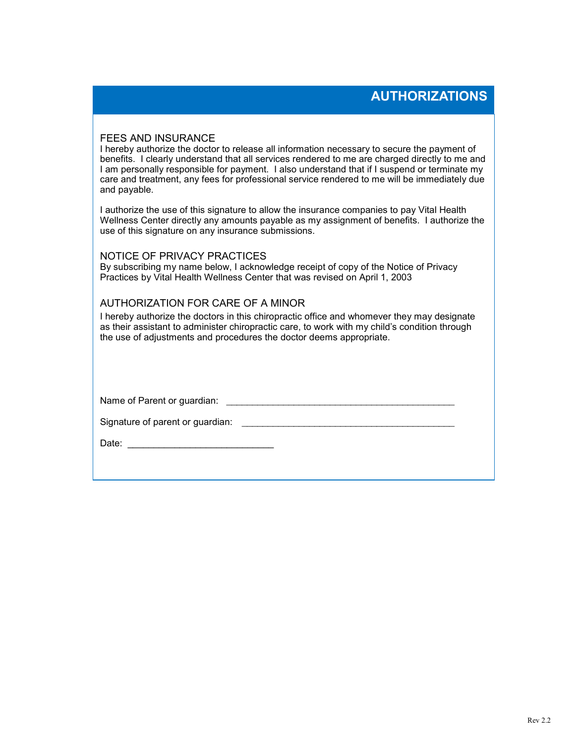# AUTHORIZATIONS

## FEES AND INSURANCE

I hereby authorize the doctor to release all information necessary to secure the payment of benefits. I clearly understand that all services rendered to me are charged directly to me and I am personally responsible for payment. I also understand that if I suspend or terminate my care and treatment, any fees for professional service rendered to me will be immediately due and payable.

I authorize the use of this signature to allow the insurance companies to pay Vital Health Wellness Center directly any amounts payable as my assignment of benefits. I authorize the use of this signature on any insurance submissions.

## NOTICE OF PRIVACY PRACTICES

By subscribing my name below, I acknowledge receipt of copy of the Notice of Privacy Practices by Vital Health Wellness Center that was revised on April 1, 2003

## AUTHORIZATION FOR CARE OF A MINOR

I hereby authorize the doctors in this chiropractic office and whomever they may designate as their assistant to administer chiropractic care, to work with my child's condition through the use of adjustments and procedures the doctor deems appropriate.

Name of Parent or guardian: _____________________________________________

Signature of parent or guardian: __________________________________________

Date: ____________________________

Rev 2.2